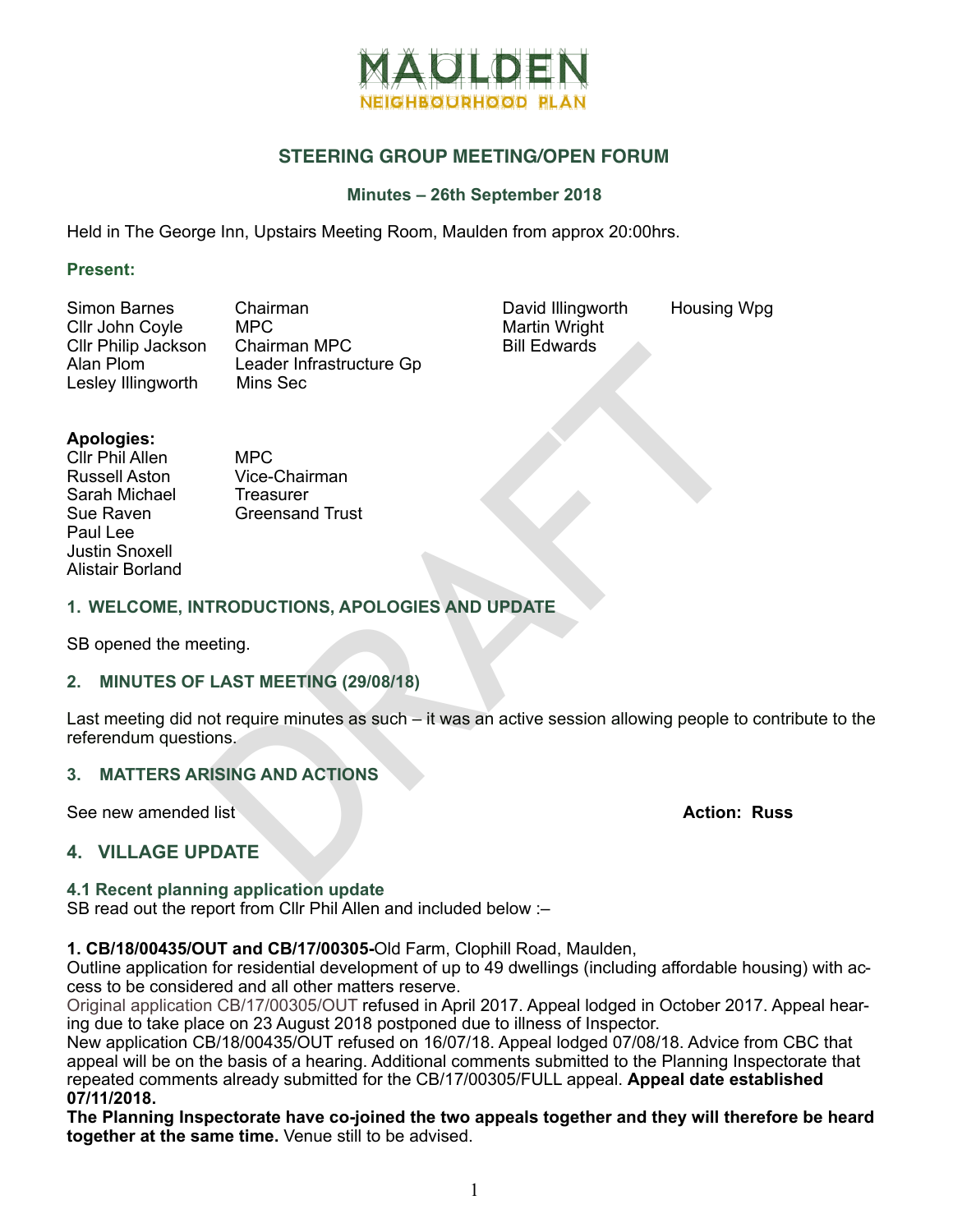# MAULDEN
NEIGHBOURHOOD PLAN

## STEERING GROUP MEETING/OPEN FORUM

**Minutes – 26th September 2018**

Held in The George Inn, Upstairs Meeting Room, Maulden from approx 20:00hrs.

**Present:**

| | | | |
|---|---|---|---|
| Simon Barnes | Chairman | David Illingworth | Housing Wpg |
| Cllr John Coyle | MPC | Martin Wright | |
| Cllr Philip Jackson | Chairman MPC | Bill Edwards | |
| Alan Plom | Leader Infrastructure Gp | | |
| Lesley Illingworth | Mins Sec | | |

**Apologies:**

| | |
|---|---|
| Cllr Phil Allen | MPC |
| Russell Aston | Vice-Chairman |
| Sarah Michael | Treasurer |
| Sue Raven | Greensand Trust |
| Paul Lee | |
| Justin Snoxell | |
| Alistair Borland | |

### 1. WELCOME, INTRODUCTIONS, APOLOGIES AND UPDATE

SB opened the meeting.

### 2. MINUTES OF LAST MEETING (29/08/18)

Last meeting did not require minutes as such – it was an active session allowing people to contribute to the referendum questions.

### 3. MATTERS ARISING AND ACTIONS

See new amended list **Action: Russ**

### 4. VILLAGE UPDATE

#### 4.1 Recent planning application update

SB read out the report from Cllr Phil Allen and included below :–

**1. CB/18/00435/OUT and CB/17/00305-**Old Farm, Clophill Road, Maulden,
Outline application for residential development of up to 49 dwellings (including affordable housing) with access to be considered and all other matters reserve.
Original application CB/17/00305/OUT refused in April 2017. Appeal lodged in October 2017. Appeal hearing due to take place on 23 August 2018 postponed due to illness of Inspector.
New application CB/18/00435/OUT refused on 16/07/18. Appeal lodged 07/08/18. Advice from CBC that appeal will be on the basis of a hearing. Additional comments submitted to the Planning Inspectorate that repeated comments already submitted for the CB/17/00305/FULL appeal. **Appeal date established 07/11/2018.**
**The Planning Inspectorate have co-joined the two appeals together and they will therefore be heard together at the same time.** Venue still to be advised.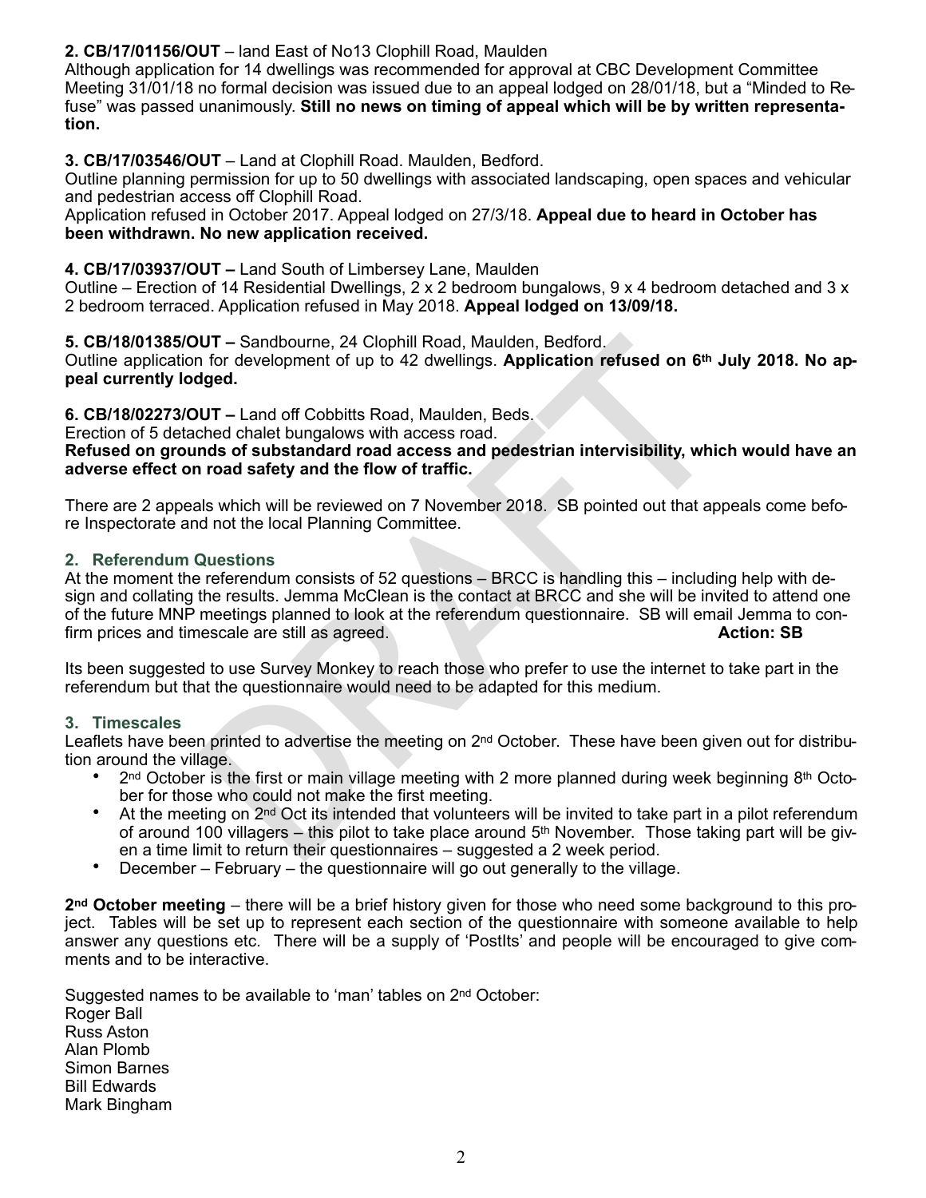**2. CB/17/01156/OUT** – land East of No13 Clophill Road, Maulden
Although application for 14 dwellings was recommended for approval at CBC Development Committee Meeting 31/01/18 no formal decision was issued due to an appeal lodged on 28/01/18, but a "Minded to Refuse" was passed unanimously. **Still no news on timing of appeal which will be by written representation.**

**3. CB/17/03546/OUT** – Land at Clophill Road. Maulden, Bedford.
Outline planning permission for up to 50 dwellings with associated landscaping, open spaces and vehicular and pedestrian access off Clophill Road.
Application refused in October 2017. Appeal lodged on 27/3/18. **Appeal due to heard in October has been withdrawn. No new application received.**

**4. CB/17/03937/OUT –** Land South of Limbersey Lane, Maulden
Outline – Erection of 14 Residential Dwellings, 2 x 2 bedroom bungalows, 9 x 4 bedroom detached and 3 x 2 bedroom terraced. Application refused in May 2018. **Appeal lodged on 13/09/18.**

**5. CB/18/01385/OUT –** Sandbourne, 24 Clophill Road, Maulden, Bedford.
Outline application for development of up to 42 dwellings. **Application refused on 6th July 2018. No appeal currently lodged.**

**6. CB/18/02273/OUT –** Land off Cobbitts Road, Maulden, Beds.
Erection of 5 detached chalet bungalows with access road.
**Refused on grounds of substandard road access and pedestrian intervisibility, which would have an adverse effect on road safety and the flow of traffic.**

There are 2 appeals which will be reviewed on 7 November 2018. SB pointed out that appeals come before Inspectorate and not the local Planning Committee.

## 2. Referendum Questions

At the moment the referendum consists of 52 questions – BRCC is handling this – including help with design and collating the results. Jemma McClean is the contact at BRCC and she will be invited to attend one of the future MNP meetings planned to look at the referendum questionnaire. SB will email Jemma to confirm prices and timescale are still as agreed. **Action: SB**

Its been suggested to use Survey Monkey to reach those who prefer to use the internet to take part in the referendum but that the questionnaire would need to be adapted for this medium.

## 3. Timescales

Leaflets have been printed to advertise the meeting on 2nd October. These have been given out for distribution around the village.

- 2nd October is the first or main village meeting with 2 more planned during week beginning 8th October for those who could not make the first meeting.
- At the meeting on 2nd Oct its intended that volunteers will be invited to take part in a pilot referendum of around 100 villagers – this pilot to take place around 5th November. Those taking part will be given a time limit to return their questionnaires – suggested a 2 week period.
- December – February – the questionnaire will go out generally to the village.

**2nd October meeting** – there will be a brief history given for those who need some background to this project. Tables will be set up to represent each section of the questionnaire with someone available to help answer any questions etc. There will be a supply of 'PostIts' and people will be encouraged to give comments and to be interactive.

Suggested names to be available to 'man' tables on 2nd October:
Roger Ball
Russ Aston
Alan Plomb
Simon Barnes
Bill Edwards
Mark Bingham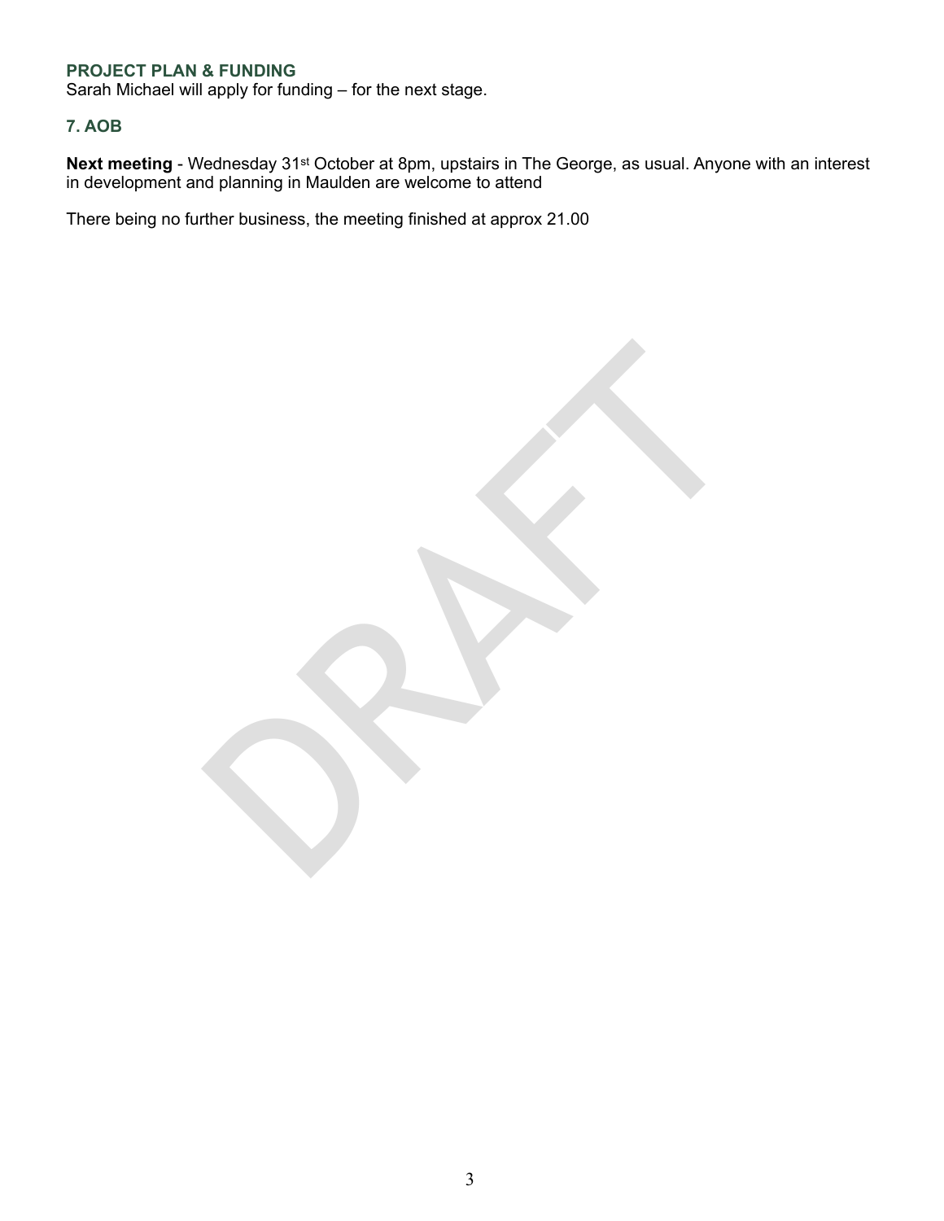### PROJECT PLAN & FUNDING

Sarah Michael will apply for funding – for the next stage.

### 7. AOB

**Next meeting** - Wednesday 31st October at 8pm, upstairs in The George, as usual. Anyone with an interest in development and planning in Maulden are welcome to attend

There being no further business, the meeting finished at approx 21.00